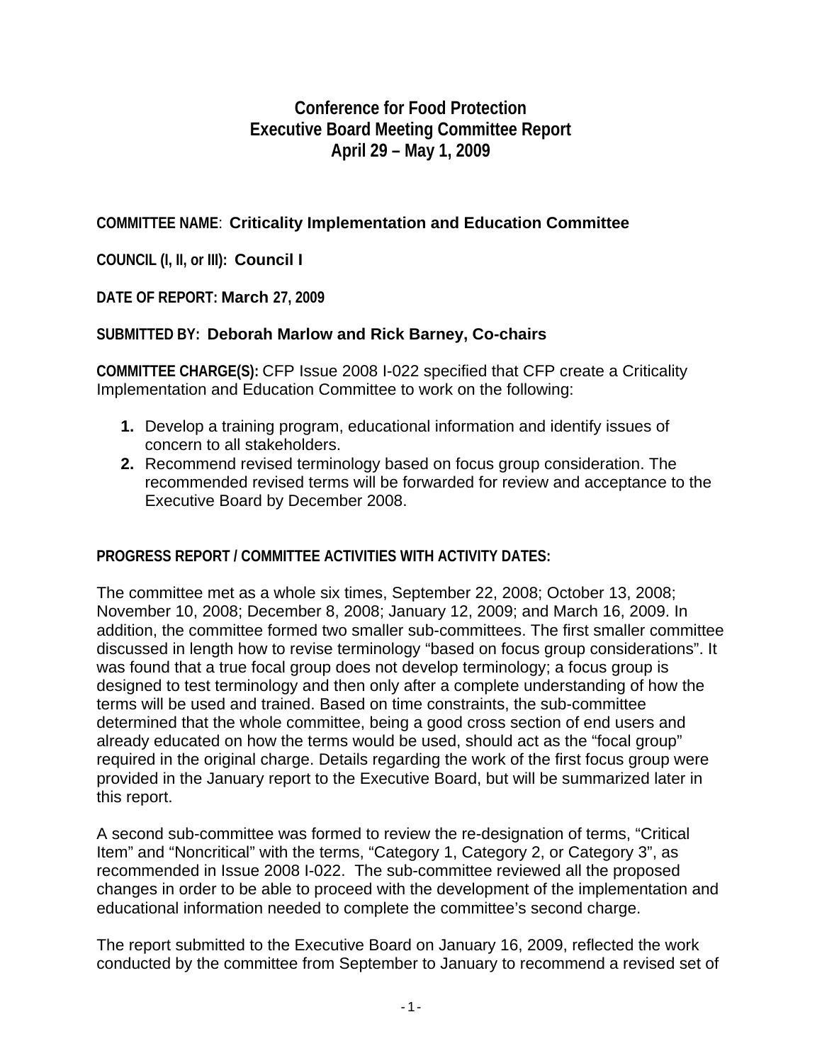# Conference for Food Protection
# Executive Board Meeting Committee Report
# April 29 – May 1, 2009

**COMMITTEE NAME**: **Criticality Implementation and Education Committee**

**COUNCIL (I, II, or III): Council I**

**DATE OF REPORT: March 27, 2009**

**SUBMITTED BY: Deborah Marlow and Rick Barney, Co-chairs**

**COMMITTEE CHARGE(S):** CFP Issue 2008 I-022 specified that CFP create a Criticality Implementation and Education Committee to work on the following:

1. Develop a training program, educational information and identify issues of concern to all stakeholders.
2. Recommend revised terminology based on focus group consideration. The recommended revised terms will be forwarded for review and acceptance to the Executive Board by December 2008.

**PROGRESS REPORT / COMMITTEE ACTIVITIES WITH ACTIVITY DATES:**

The committee met as a whole six times, September 22, 2008; October 13, 2008; November 10, 2008; December 8, 2008; January 12, 2009; and March 16, 2009. In addition, the committee formed two smaller sub-committees. The first smaller committee discussed in length how to revise terminology "based on focus group considerations". It was found that a true focal group does not develop terminology; a focus group is designed to test terminology and then only after a complete understanding of how the terms will be used and trained. Based on time constraints, the sub-committee determined that the whole committee, being a good cross section of end users and already educated on how the terms would be used, should act as the "focal group" required in the original charge. Details regarding the work of the first focus group were provided in the January report to the Executive Board, but will be summarized later in this report.

A second sub-committee was formed to review the re-designation of terms, "Critical Item" and "Noncritical" with the terms, "Category 1, Category 2, or Category 3", as recommended in Issue 2008 I-022. The sub-committee reviewed all the proposed changes in order to be able to proceed with the development of the implementation and educational information needed to complete the committee's second charge.

The report submitted to the Executive Board on January 16, 2009, reflected the work conducted by the committee from September to January to recommend a revised set of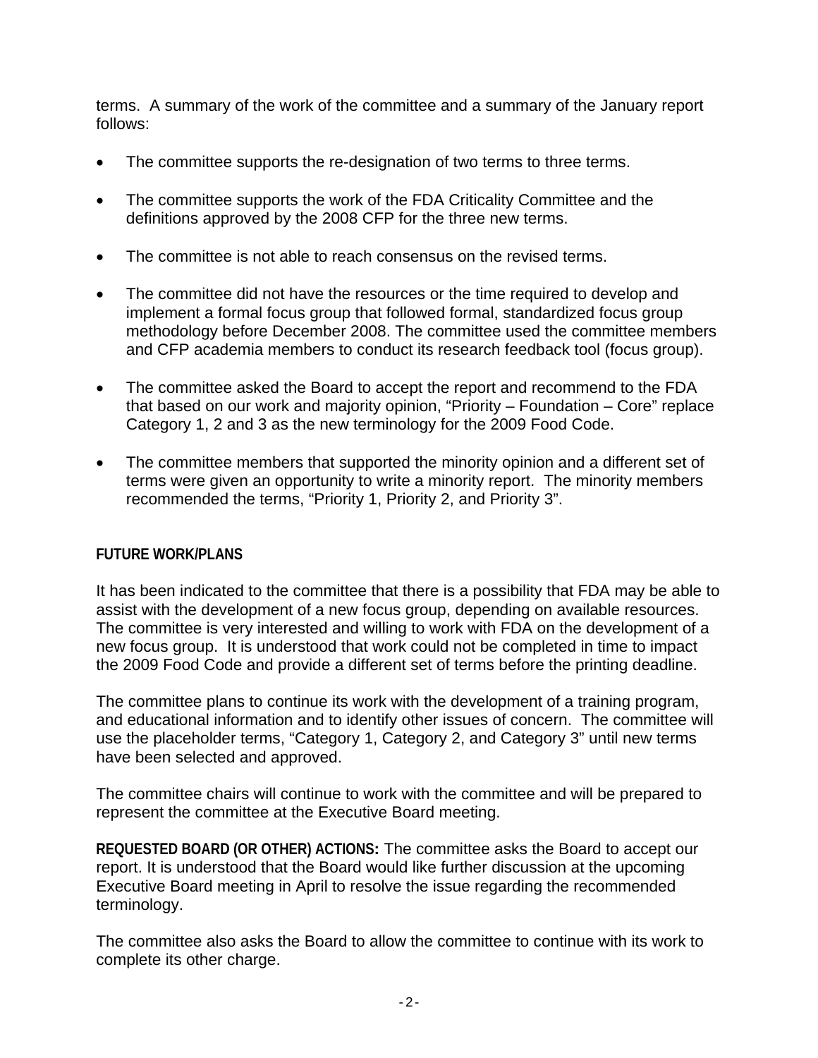terms. A summary of the work of the committee and a summary of the January report follows:

- The committee supports the re-designation of two terms to three terms.
- The committee supports the work of the FDA Criticality Committee and the definitions approved by the 2008 CFP for the three new terms.
- The committee is not able to reach consensus on the revised terms.
- The committee did not have the resources or the time required to develop and implement a formal focus group that followed formal, standardized focus group methodology before December 2008. The committee used the committee members and CFP academia members to conduct its research feedback tool (focus group).
- The committee asked the Board to accept the report and recommend to the FDA that based on our work and majority opinion, "Priority – Foundation – Core" replace Category 1, 2 and 3 as the new terminology for the 2009 Food Code.
- The committee members that supported the minority opinion and a different set of terms were given an opportunity to write a minority report. The minority members recommended the terms, "Priority 1, Priority 2, and Priority 3".

**FUTURE WORK/PLANS**

It has been indicated to the committee that there is a possibility that FDA may be able to assist with the development of a new focus group, depending on available resources. The committee is very interested and willing to work with FDA on the development of a new focus group. It is understood that work could not be completed in time to impact the 2009 Food Code and provide a different set of terms before the printing deadline.

The committee plans to continue its work with the development of a training program, and educational information and to identify other issues of concern. The committee will use the placeholder terms, "Category 1, Category 2, and Category 3" until new terms have been selected and approved.

The committee chairs will continue to work with the committee and will be prepared to represent the committee at the Executive Board meeting.

**REQUESTED BOARD (OR OTHER) ACTIONS:** The committee asks the Board to accept our report. It is understood that the Board would like further discussion at the upcoming Executive Board meeting in April to resolve the issue regarding the recommended terminology.

The committee also asks the Board to allow the committee to continue with its work to complete its other charge.